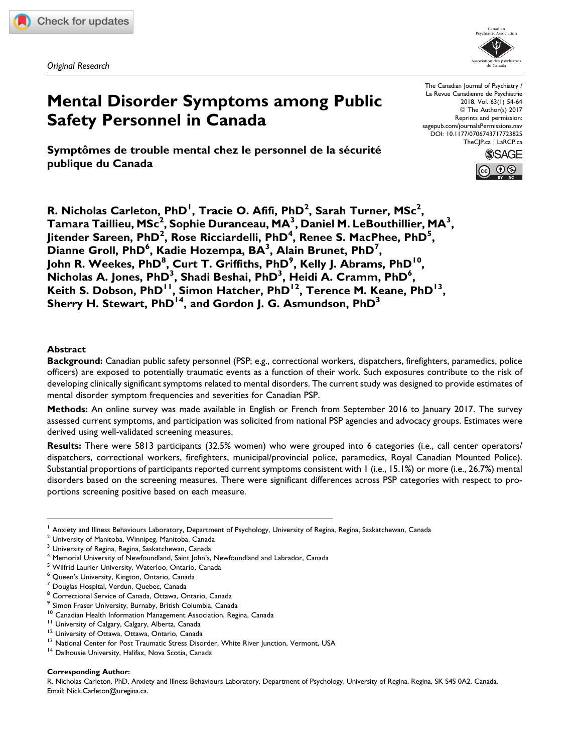*Original Research*

# Mental Disorder Symptoms among Public Safety Personnel in Canada

## Symptômes de trouble mental chez le personnel de la sécurité publique du Canada

**R. Nicholas Carleton, PhD[1], Tracie O. Afifi, PhD[2], Sarah Turner, MSc[2], Tamara Taillieu, MSc[2], Sophie Duranceau, MA[3], Daniel M. LeBouthillier, MA[3], Jitender Sareen, PhD[2], Rose Ricciardelli, PhD[4], Renee S. MacPhee, PhD[5], Dianne Groll, PhD[6], Kadie Hozempa, BA[3], Alain Brunet, PhD[7], John R. Weekes, PhD[8], Curt T. Griffiths, PhD[9], Kelly J. Abrams, PhD[10], Nicholas A. Jones, PhD[3], Shadi Beshai, PhD[3], Heidi A. Cramm, PhD[6], Keith S. Dobson, PhD[11], Simon Hatcher, PhD[12], Terence M. Keane, PhD[13], Sherry H. Stewart, PhD[14], and Gordon J. G. Asmundson, PhD[3]**

### Abstract

**Background:** Canadian public safety personnel (PSP; e.g., correctional workers, dispatchers, firefighters, paramedics, police officers) are exposed to potentially traumatic events as a function of their work. Such exposures contribute to the risk of developing clinically significant symptoms related to mental disorders. The current study was designed to provide estimates of mental disorder symptom frequencies and severities for Canadian PSP.

**Methods:** An online survey was made available in English or French from September 2016 to January 2017. The survey assessed current symptoms, and participation was solicited from national PSP agencies and advocacy groups. Estimates were derived using well-validated screening measures.

**Results:** There were 5813 participants (32.5% women) who were grouped into 6 categories (i.e., call center operators/dispatchers, correctional workers, firefighters, municipal/provincial police, paramedics, Royal Canadian Mounted Police). Substantial proportions of participants reported current symptoms consistent with 1 (i.e., 15.1%) or more (i.e., 26.7%) mental disorders based on the screening measures. There were significant differences across PSP categories with respect to proportions screening positive based on each measure.

---

[1] Anxiety and Illness Behaviours Laboratory, Department of Psychology, University of Regina, Regina, Saskatchewan, Canada
[2] University of Manitoba, Winnipeg, Manitoba, Canada
[3] University of Regina, Regina, Saskatchewan, Canada
[4] Memorial University of Newfoundland, Saint John's, Newfoundland and Labrador, Canada
[5] Wilfrid Laurier University, Waterloo, Ontario, Canada
[6] Queen's University, Kington, Ontario, Canada
[7] Douglas Hospital, Verdun, Quebec, Canada
[8] Correctional Service of Canada, Ottawa, Ontario, Canada
[9] Simon Fraser University, Burnaby, British Columbia, Canada
[10] Canadian Health Information Management Association, Regina, Canada
[11] University of Calgary, Calgary, Alberta, Canada
[12] University of Ottawa, Ottawa, Ontario, Canada
[13] National Center for Post Traumatic Stress Disorder, White River Junction, Vermont, USA
[14] Dalhousie University, Halifax, Nova Scotia, Canada

**Corresponding Author:**
R. Nicholas Carleton, PhD, Anxiety and Illness Behaviours Laboratory, Department of Psychology, University of Regina, Regina, SK S4S 0A2, Canada.
Email: Nick.Carleton@uregina.ca.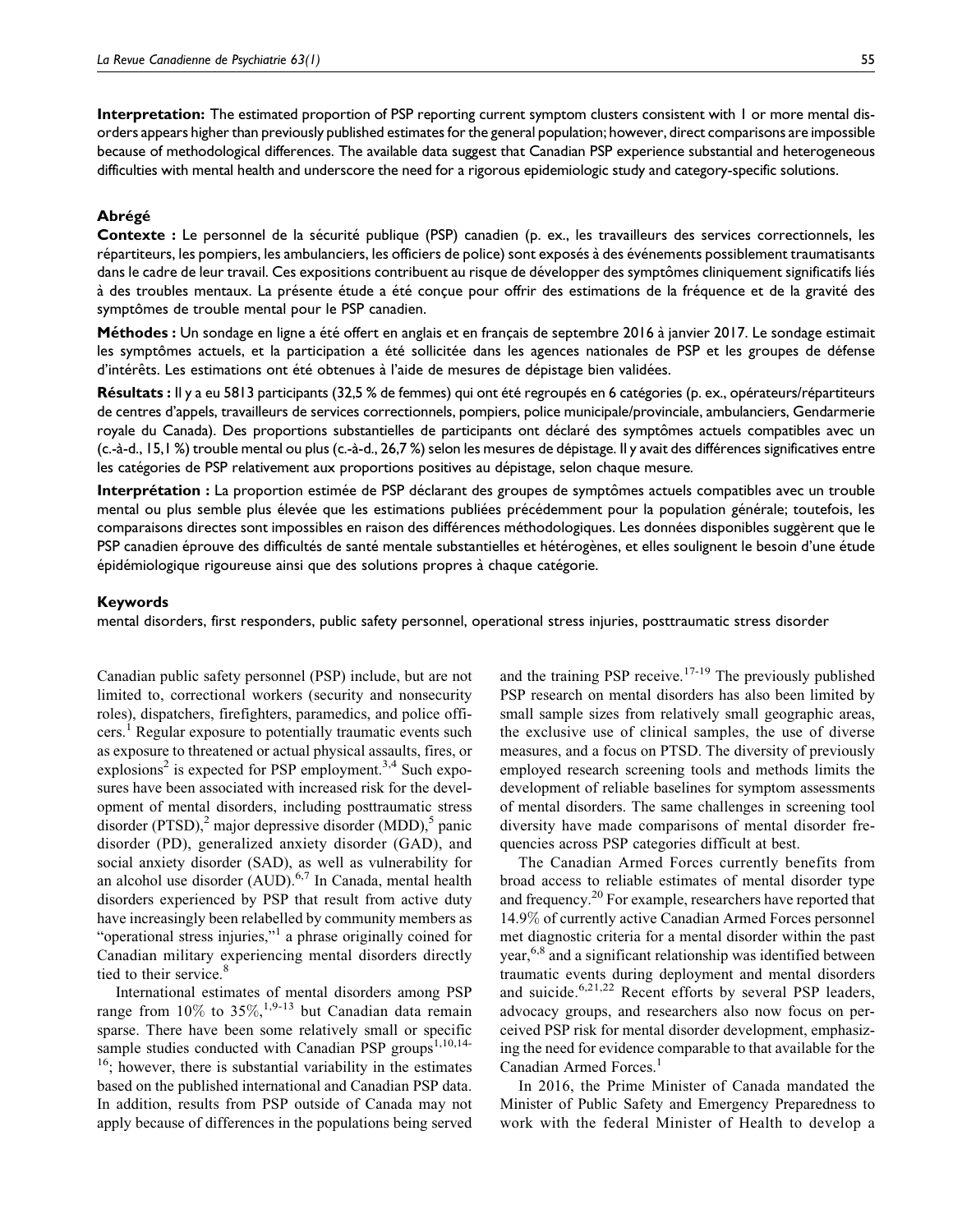**Interpretation:** The estimated proportion of PSP reporting current symptom clusters consistent with 1 or more mental disorders appears higher than previously published estimates for the general population; however, direct comparisons are impossible because of methodological differences. The available data suggest that Canadian PSP experience substantial and heterogeneous difficulties with mental health and underscore the need for a rigorous epidemiologic study and category-specific solutions.

### Abrégé

**Contexte :** Le personnel de la sécurité publique (PSP) canadien (p. ex., les travailleurs des services correctionnels, les répartiteurs, les pompiers, les ambulanciers, les officiers de police) sont exposés à des événements possiblement traumatisants dans le cadre de leur travail. Ces expositions contribuent au risque de développer des symptômes cliniquement significatifs liés à des troubles mentaux. La présente étude a été conçue pour offrir des estimations de la fréquence et de la gravité des symptômes de trouble mental pour le PSP canadien.

**Méthodes :** Un sondage en ligne a été offert en anglais et en français de septembre 2016 à janvier 2017. Le sondage estimait les symptômes actuels, et la participation a été sollicitée dans les agences nationales de PSP et les groupes de défense d'intérêts. Les estimations ont été obtenues à l'aide de mesures de dépistage bien validées.

**Résultats :** Il y a eu 5813 participants (32,5 % de femmes) qui ont été regroupés en 6 catégories (p. ex., opérateurs/répartiteurs de centres d'appels, travailleurs de services correctionnels, pompiers, police municipale/provinciale, ambulanciers, Gendarmerie royale du Canada). Des proportions substantielles de participants ont déclaré des symptômes actuels compatibles avec un (c.-à-d., 15,1 %) trouble mental ou plus (c.-à-d., 26,7 %) selon les mesures de dépistage. Il y avait des différences significatives entre les catégories de PSP relativement aux proportions positives au dépistage, selon chaque mesure.

**Interprétation :** La proportion estimée de PSP déclarant des groupes de symptômes actuels compatibles avec un trouble mental ou plus semble plus élevée que les estimations publiées précédemment pour la population générale; toutefois, les comparaisons directes sont impossibles en raison des différences méthodologiques. Les données disponibles suggèrent que le PSP canadien éprouve des difficultés de santé mentale substantielles et hétérogènes, et elles soulignent le besoin d'une étude épidémiologique rigoureuse ainsi que des solutions propres à chaque catégorie.

### Keywords

mental disorders, first responders, public safety personnel, operational stress injuries, posttraumatic stress disorder

Canadian public safety personnel (PSP) include, but are not limited to, correctional workers (security and nonsecurity roles), dispatchers, firefighters, paramedics, and police officers.[1] Regular exposure to potentially traumatic events such as exposure to threatened or actual physical assaults, fires, or explosions[2] is expected for PSP employment.[3,4] Such exposures have been associated with increased risk for the development of mental disorders, including posttraumatic stress disorder (PTSD),[2] major depressive disorder (MDD),[5] panic disorder (PD), generalized anxiety disorder (GAD), and social anxiety disorder (SAD), as well as vulnerability for an alcohol use disorder (AUD).[6,7] In Canada, mental health disorders experienced by PSP that result from active duty have increasingly been relabelled by community members as "operational stress injuries,"[1] a phrase originally coined for Canadian military experiencing mental disorders directly tied to their service.[8]

International estimates of mental disorders among PSP range from 10% to 35%,[1,9-13] but Canadian data remain sparse. There have been some relatively small or specific sample studies conducted with Canadian PSP groups[1,10,14-16]; however, there is substantial variability in the estimates based on the published international and Canadian PSP data. In addition, results from PSP outside of Canada may not apply because of differences in the populations being served and the training PSP receive.[17-19] The previously published PSP research on mental disorders has also been limited by small sample sizes from relatively small geographic areas, the exclusive use of clinical samples, the use of diverse measures, and a focus on PTSD. The diversity of previously employed research screening tools and methods limits the development of reliable baselines for symptom assessments of mental disorders. The same challenges in screening tool diversity have made comparisons of mental disorder frequencies across PSP categories difficult at best.

The Canadian Armed Forces currently benefits from broad access to reliable estimates of mental disorder type and frequency.[20] For example, researchers have reported that 14.9% of currently active Canadian Armed Forces personnel met diagnostic criteria for a mental disorder within the past year,[6,8] and a significant relationship was identified between traumatic events during deployment and mental disorders and suicide.[6,21,22] Recent efforts by several PSP leaders, advocacy groups, and researchers also now focus on perceived PSP risk for mental disorder development, emphasizing the need for evidence comparable to that available for the Canadian Armed Forces.[1]

In 2016, the Prime Minister of Canada mandated the Minister of Public Safety and Emergency Preparedness to work with the federal Minister of Health to develop a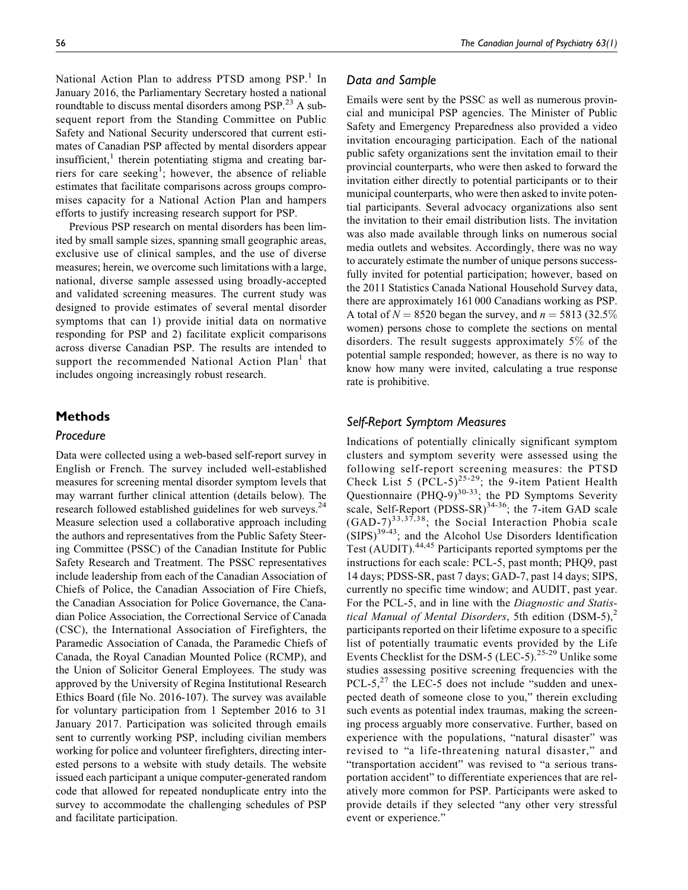National Action Plan to address PTSD among PSP.[1] In January 2016, the Parliamentary Secretary hosted a national roundtable to discuss mental disorders among PSP.[23] A subsequent report from the Standing Committee on Public Safety and National Security underscored that current estimates of Canadian PSP affected by mental disorders appear insufficient,[1] therein potentiating stigma and creating barriers for care seeking[1]; however, the absence of reliable estimates that facilitate comparisons across groups compromises capacity for a National Action Plan and hampers efforts to justify increasing research support for PSP.

Previous PSP research on mental disorders has been limited by small sample sizes, spanning small geographic areas, exclusive use of clinical samples, and the use of diverse measures; herein, we overcome such limitations with a large, national, diverse sample assessed using broadly-accepted and validated screening measures. The current study was designed to provide estimates of several mental disorder symptoms that can 1) provide initial data on normative responding for PSP and 2) facilitate explicit comparisons across diverse Canadian PSP. The results are intended to support the recommended National Action Plan[1] that includes ongoing increasingly robust research.

## Methods

### Procedure

Data were collected using a web-based self-report survey in English or French. The survey included well-established measures for screening mental disorder symptom levels that may warrant further clinical attention (details below). The research followed established guidelines for web surveys.[24] Measure selection used a collaborative approach including the authors and representatives from the Public Safety Steering Committee (PSSC) of the Canadian Institute for Public Safety Research and Treatment. The PSSC representatives include leadership from each of the Canadian Association of Chiefs of Police, the Canadian Association of Fire Chiefs, the Canadian Association for Police Governance, the Canadian Police Association, the Correctional Service of Canada (CSC), the International Association of Firefighters, the Paramedic Association of Canada, the Paramedic Chiefs of Canada, the Royal Canadian Mounted Police (RCMP), and the Union of Solicitor General Employees. The study was approved by the University of Regina Institutional Research Ethics Board (file No. 2016-107). The survey was available for voluntary participation from 1 September 2016 to 31 January 2017. Participation was solicited through emails sent to currently working PSP, including civilian members working for police and volunteer firefighters, directing interested persons to a website with study details. The website issued each participant a unique computer-generated random code that allowed for repeated nonduplicate entry into the survey to accommodate the challenging schedules of PSP and facilitate participation.

### Data and Sample

Emails were sent by the PSSC as well as numerous provincial and municipal PSP agencies. The Minister of Public Safety and Emergency Preparedness also provided a video invitation encouraging participation. Each of the national public safety organizations sent the invitation email to their provincial counterparts, who were then asked to forward the invitation either directly to potential participants or to their municipal counterparts, who were then asked to invite potential participants. Several advocacy organizations also sent the invitation to their email distribution lists. The invitation was also made available through links on numerous social media outlets and websites. Accordingly, there was no way to accurately estimate the number of unique persons successfully invited for potential participation; however, based on the 2011 Statistics Canada National Household Survey data, there are approximately 161 000 Canadians working as PSP. A total of $N = 8520$ began the survey, and $n = 5813$ (32.5% women) persons chose to complete the sections on mental disorders. The result suggests approximately 5% of the potential sample responded; however, as there is no way to know how many were invited, calculating a true response rate is prohibitive.

### Self-Report Symptom Measures

Indications of potentially clinically significant symptom clusters and symptom severity were assessed using the following self-report screening measures: the PTSD Check List 5 (PCL-5)[25-29]; the 9-item Patient Health Questionnaire (PHQ-9)[30-33]; the PD Symptoms Severity scale, Self-Report (PDSS-SR)[34-36]; the 7-item GAD scale (GAD-7)[33,37,38]; the Social Interaction Phobia scale (SIPS)[39-43]; and the Alcohol Use Disorders Identification Test (AUDIT).[44,45] Participants reported symptoms per the instructions for each scale: PCL-5, past month; PHQ9, past 14 days; PDSS-SR, past 7 days; GAD-7, past 14 days; SIPS, currently no specific time window; and AUDIT, past year. For the PCL-5, and in line with the *Diagnostic and Statistical Manual of Mental Disorders*, 5th edition (DSM-5),[2] participants reported on their lifetime exposure to a specific list of potentially traumatic events provided by the Life Events Checklist for the DSM-5 (LEC-5).[25-29] Unlike some studies assessing positive screening frequencies with the PCL-5,[27] the LEC-5 does not include "sudden and unexpected death of someone close to you," therein excluding such events as potential index traumas, making the screening process arguably more conservative. Further, based on experience with the populations, "natural disaster" was revised to "a life-threatening natural disaster," and "transportation accident" was revised to "a serious transportation accident" to differentiate experiences that are relatively more common for PSP. Participants were asked to provide details if they selected "any other very stressful event or experience."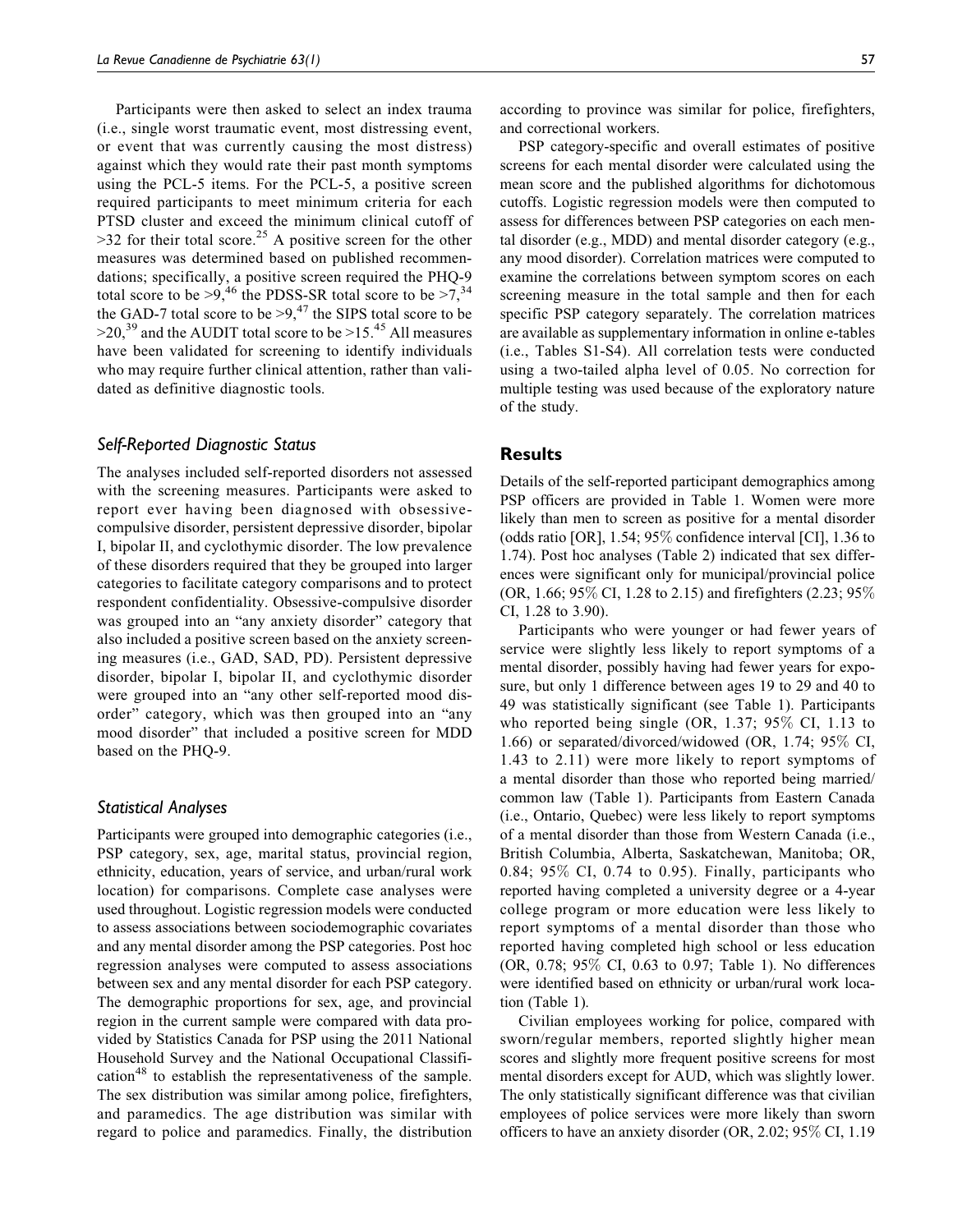Participants were then asked to select an index trauma (i.e., single worst traumatic event, most distressing event, or event that was currently causing the most distress) against which they would rate their past month symptoms using the PCL-5 items. For the PCL-5, a positive screen required participants to meet minimum criteria for each PTSD cluster and exceed the minimum clinical cutoff of >32 for their total score.[25] A positive screen for the other measures was determined based on published recommendations; specifically, a positive screen required the PHQ-9 total score to be >9,[46] the PDSS-SR total score to be >7,[34] the GAD-7 total score to be >9,[47] the SIPS total score to be >20,[39] and the AUDIT total score to be >15.[45] All measures have been validated for screening to identify individuals who may require further clinical attention, rather than validated as definitive diagnostic tools.

### *Self-Reported Diagnostic Status*

The analyses included self-reported disorders not assessed with the screening measures. Participants were asked to report ever having been diagnosed with obsessive-compulsive disorder, persistent depressive disorder, bipolar I, bipolar II, and cyclothymic disorder. The low prevalence of these disorders required that they be grouped into larger categories to facilitate category comparisons and to protect respondent confidentiality. Obsessive-compulsive disorder was grouped into an "any anxiety disorder" category that also included a positive screen based on the anxiety screening measures (i.e., GAD, SAD, PD). Persistent depressive disorder, bipolar I, bipolar II, and cyclothymic disorder were grouped into an "any other self-reported mood disorder" category, which was then grouped into an "any mood disorder" that included a positive screen for MDD based on the PHQ-9.

### *Statistical Analyses*

Participants were grouped into demographic categories (i.e., PSP category, sex, age, marital status, provincial region, ethnicity, education, years of service, and urban/rural work location) for comparisons. Complete case analyses were used throughout. Logistic regression models were conducted to assess associations between sociodemographic covariates and any mental disorder among the PSP categories. Post hoc regression analyses were computed to assess associations between sex and any mental disorder for each PSP category. The demographic proportions for sex, age, and provincial region in the current sample were compared with data provided by Statistics Canada for PSP using the 2011 National Household Survey and the National Occupational Classification[48] to establish the representativeness of the sample. The sex distribution was similar among police, firefighters, and paramedics. The age distribution was similar with regard to police and paramedics. Finally, the distribution according to province was similar for police, firefighters, and correctional workers.

PSP category-specific and overall estimates of positive screens for each mental disorder were calculated using the mean score and the published algorithms for dichotomous cutoffs. Logistic regression models were then computed to assess for differences between PSP categories on each mental disorder (e.g., MDD) and mental disorder category (e.g., any mood disorder). Correlation matrices were computed to examine the correlations between symptom scores on each screening measure in the total sample and then for each specific PSP category separately. The correlation matrices are available as supplementary information in online e-tables (i.e., Tables S1-S4). All correlation tests were conducted using a two-tailed alpha level of 0.05. No correction for multiple testing was used because of the exploratory nature of the study.

## Results

Details of the self-reported participant demographics among PSP officers are provided in Table 1. Women were more likely than men to screen as positive for a mental disorder (odds ratio [OR], 1.54; 95% confidence interval [CI], 1.36 to 1.74). Post hoc analyses (Table 2) indicated that sex differences were significant only for municipal/provincial police (OR, 1.66; 95% CI, 1.28 to 2.15) and firefighters (2.23; 95% CI, 1.28 to 3.90).

Participants who were younger or had fewer years of service were slightly less likely to report symptoms of a mental disorder, possibly having had fewer years for exposure, but only 1 difference between ages 19 to 29 and 40 to 49 was statistically significant (see Table 1). Participants who reported being single (OR, 1.37; 95% CI, 1.13 to 1.66) or separated/divorced/widowed (OR, 1.74; 95% CI, 1.43 to 2.11) were more likely to report symptoms of a mental disorder than those who reported being married/common law (Table 1). Participants from Eastern Canada (i.e., Ontario, Quebec) were less likely to report symptoms of a mental disorder than those from Western Canada (i.e., British Columbia, Alberta, Saskatchewan, Manitoba; OR, 0.84; 95% CI, 0.74 to 0.95). Finally, participants who reported having completed a university degree or a 4-year college program or more education were less likely to report symptoms of a mental disorder than those who reported having completed high school or less education (OR, 0.78; 95% CI, 0.63 to 0.97; Table 1). No differences were identified based on ethnicity or urban/rural work location (Table 1).

Civilian employees working for police, compared with sworn/regular members, reported slightly higher mean scores and slightly more frequent positive screens for most mental disorders except for AUD, which was slightly lower. The only statistically significant difference was that civilian employees of police services were more likely than sworn officers to have an anxiety disorder (OR, 2.02; 95% CI, 1.19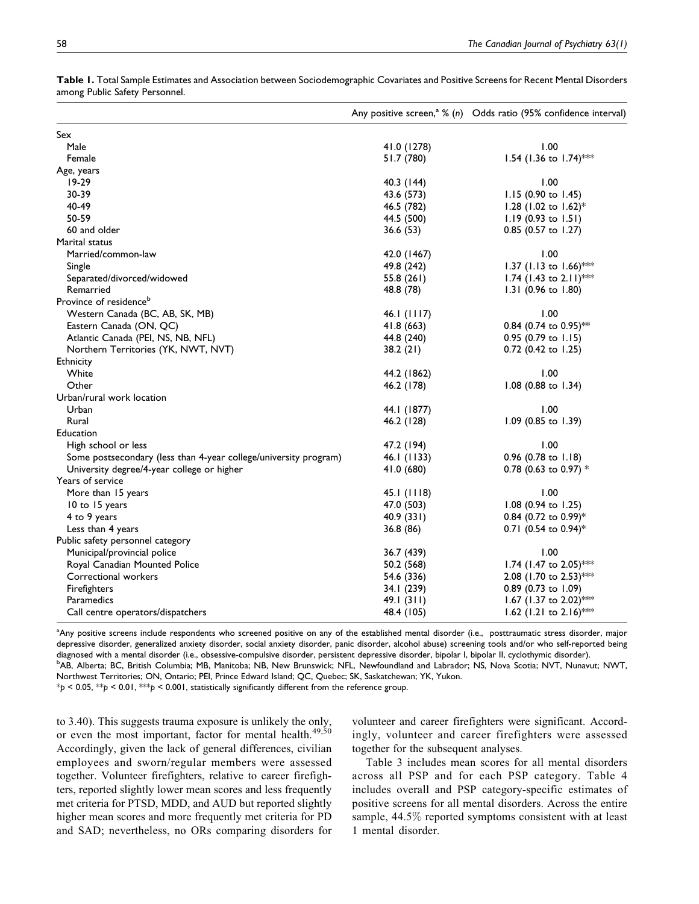**Table 1.** Total Sample Estimates and Association between Sociodemographic Covariates and Positive Screens for Recent Mental Disorders among Public Safety Personnel.

| | Any positive screen,[a] % (*n*) | Odds ratio (95% confidence interval) |
|---|---|---|
| Sex | | |
| Male | 41.0 (1278) | 1.00 |
| Female | 51.7 (780) | 1.54 (1.36 to 1.74)*** |
| Age, years | | |
| 19-29 | 40.3 (144) | 1.00 |
| 30-39 | 43.6 (573) | 1.15 (0.90 to 1.45) |
| 40-49 | 46.5 (782) | 1.28 (1.02 to 1.62)* |
| 50-59 | 44.5 (500) | 1.19 (0.93 to 1.51) |
| 60 and older | 36.6 (53) | 0.85 (0.57 to 1.27) |
| Marital status | | |
| Married/common-law | 42.0 (1467) | 1.00 |
| Single | 49.8 (242) | 1.37 (1.13 to 1.66)*** |
| Separated/divorced/widowed | 55.8 (261) | 1.74 (1.43 to 2.11)*** |
| Remarried | 48.8 (78) | 1.31 (0.96 to 1.80) |
| Province of residence[b] | | |
| Western Canada (BC, AB, SK, MB) | 46.1 (1117) | 1.00 |
| Eastern Canada (ON, QC) | 41.8 (663) | 0.84 (0.74 to 0.95)** |
| Atlantic Canada (PEI, NS, NB, NFL) | 44.8 (240) | 0.95 (0.79 to 1.15) |
| Northern Territories (YK, NWT, NVT) | 38.2 (21) | 0.72 (0.42 to 1.25) |
| Ethnicity | | |
| White | 44.2 (1862) | 1.00 |
| Other | 46.2 (178) | 1.08 (0.88 to 1.34) |
| Urban/rural work location | | |
| Urban | 44.1 (1877) | 1.00 |
| Rural | 46.2 (128) | 1.09 (0.85 to 1.39) |
| Education | | |
| High school or less | 47.2 (194) | 1.00 |
| Some postsecondary (less than 4-year college/university program) | 46.1 (1133) | 0.96 (0.78 to 1.18) |
| University degree/4-year college or higher | 41.0 (680) | 0.78 (0.63 to 0.97) * |
| Years of service | | |
| More than 15 years | 45.1 (1118) | 1.00 |
| 10 to 15 years | 47.0 (503) | 1.08 (0.94 to 1.25) |
| 4 to 9 years | 40.9 (331) | 0.84 (0.72 to 0.99)* |
| Less than 4 years | 36.8 (86) | 0.71 (0.54 to 0.94)* |
| Public safety personnel category | | |
| Municipal/provincial police | 36.7 (439) | 1.00 |
| Royal Canadian Mounted Police | 50.2 (568) | 1.74 (1.47 to 2.05)*** |
| Correctional workers | 54.6 (336) | 2.08 (1.70 to 2.53)*** |
| Firefighters | 34.1 (239) | 0.89 (0.73 to 1.09) |
| Paramedics | 49.1 (311) | 1.67 (1.37 to 2.02)*** |
| Call centre operators/dispatchers | 48.4 (105) | 1.62 (1.21 to 2.16)*** |

[a]Any positive screens include respondents who screened positive on any of the established mental disorder (i.e., posttraumatic stress disorder, major depressive disorder, generalized anxiety disorder, social anxiety disorder, panic disorder, alcohol abuse) screening tools and/or who self-reported being diagnosed with a mental disorder (i.e., obsessive-compulsive disorder, persistent depressive disorder, bipolar I, bipolar II, cyclothymic disorder).
[b]AB, Alberta; BC, British Columbia; MB, Manitoba; NB, New Brunswick; NFL, Newfoundland and Labrador; NS, Nova Scotia; NVT, Nunavut; NWT, Northwest Territories; ON, Ontario; PEI, Prince Edward Island; QC, Quebec; SK, Saskatchewan; YK, Yukon.
*$p < 0.05$, **$p < 0.01$, ***$p < 0.001$, statistically significantly different from the reference group.

to 3.40). This suggests trauma exposure is unlikely the only, or even the most important, factor for mental health.[49,50] Accordingly, given the lack of general differences, civilian employees and sworn/regular members were assessed together. Volunteer firefighters, relative to career firefighters, reported slightly lower mean scores and less frequently met criteria for PTSD, MDD, and AUD but reported slightly higher mean scores and more frequently met criteria for PD and SAD; nevertheless, no ORs comparing disorders for volunteer and career firefighters were significant. Accordingly, volunteer and career firefighters were assessed together for the subsequent analyses.

Table 3 includes mean scores for all mental disorders across all PSP and for each PSP category. Table 4 includes overall and PSP category-specific estimates of positive screens for all mental disorders. Across the entire sample, 44.5% reported symptoms consistent with at least 1 mental disorder.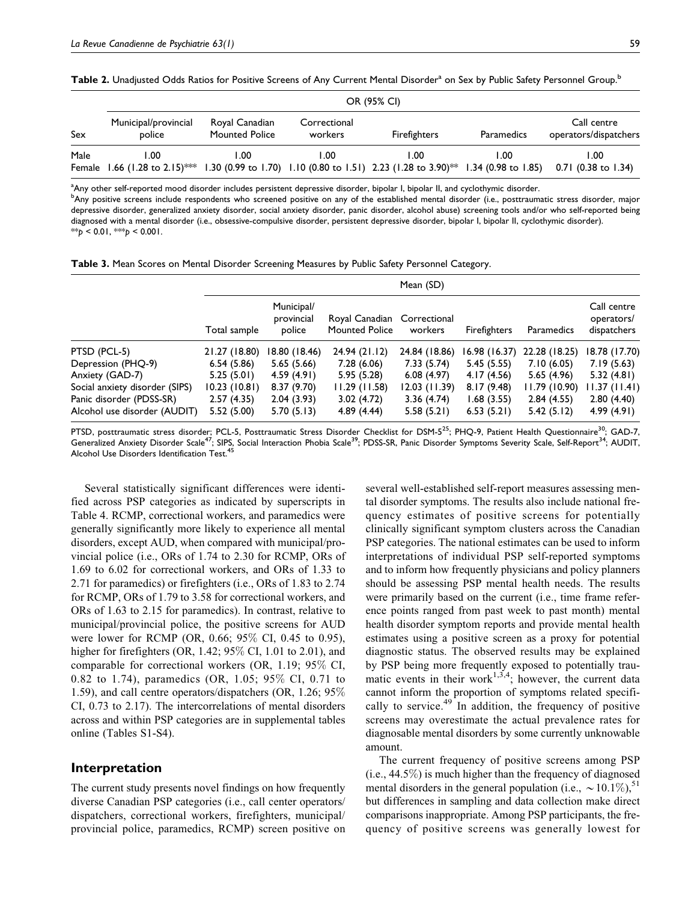**Table 2.** Unadjusted Odds Ratios for Positive Screens of Any Current Mental Disorder[a] on Sex by Public Safety Personnel Group.[b]

| | OR (95% CI) | | | | | |
|---|---|---|---|---|---|---|
| Sex | Municipal/provincial police | Royal Canadian Mounted Police | Correctional workers | Firefighters | Paramedics | Call centre operators/dispatchers |
| Male | 1.00 | 1.00 | 1.00 | 1.00 | 1.00 | 1.00 |
| Female | 1.66 (1.28 to 2.15)*** | 1.30 (0.99 to 1.70) | 1.10 (0.80 to 1.51) | 2.23 (1.28 to 3.90)** | 1.34 (0.98 to 1.85) | 0.71 (0.38 to 1.34) |

[a]Any other self-reported mood disorder includes persistent depressive disorder, bipolar I, bipolar II, and cyclothymic disorder.
[b]Any positive screens include respondents who screened positive on any of the established mental disorder (i.e., posttraumatic stress disorder, major depressive disorder, generalized anxiety disorder, social anxiety disorder, panic disorder, alcohol abuse) screening tools and/or who self-reported being diagnosed with a mental disorder (i.e., obsessive-compulsive disorder, persistent depressive disorder, bipolar I, bipolar II, cyclothymic disorder).
$^{**}p < 0.01$, $^{***}p < 0.001$.

**Table 3.** Mean Scores on Mental Disorder Screening Measures by Public Safety Personnel Category.

| | Mean (SD) | | | | | | |
|---|---|---|---|---|---|---|---|
| | Total sample | Municipal/provincial police | Royal Canadian Mounted Police | Correctional workers | Firefighters | Paramedics | Call centre operators/dispatchers |
| PTSD (PCL-5) | 21.27 (18.80) | 18.80 (18.46) | 24.94 (21.12) | 24.84 (18.86) | 16.98 (16.37) | 22.28 (18.25) | 18.78 (17.70) |
| Depression (PHQ-9) | 6.54 (5.86) | 5.65 (5.66) | 7.28 (6.06) | 7.33 (5.74) | 5.45 (5.55) | 7.10 (6.05) | 7.19 (5.63) |
| Anxiety (GAD-7) | 5.25 (5.01) | 4.59 (4.91) | 5.95 (5.28) | 6.08 (4.97) | 4.17 (4.56) | 5.65 (4.96) | 5.32 (4.81) |
| Social anxiety disorder (SIPS) | 10.23 (10.81) | 8.37 (9.70) | 11.29 (11.58) | 12.03 (11.39) | 8.17 (9.48) | 11.79 (10.90) | 11.37 (11.41) |
| Panic disorder (PDSS-SR) | 2.57 (4.35) | 2.04 (3.93) | 3.02 (4.72) | 3.36 (4.74) | 1.68 (3.55) | 2.84 (4.55) | 2.80 (4.40) |
| Alcohol use disorder (AUDIT) | 5.52 (5.00) | 5.70 (5.13) | 4.89 (4.44) | 5.58 (5.21) | 6.53 (5.21) | 5.42 (5.12) | 4.99 (4.91) |

PTSD, posttraumatic stress disorder; PCL-5, Posttraumatic Stress Disorder Checklist for DSM-5[25]; PHQ-9, Patient Health Questionnaire[30]; GAD-7, Generalized Anxiety Disorder Scale[47]; SIPS, Social Interaction Phobia Scale[39]; PDSS-SR, Panic Disorder Symptoms Severity Scale, Self-Report[34]; AUDIT, Alcohol Use Disorders Identification Test.[45]

Several statistically significant differences were identified across PSP categories as indicated by superscripts in Table 4. RCMP, correctional workers, and paramedics were generally significantly more likely to experience all mental disorders, except AUD, when compared with municipal/provincial police (i.e., ORs of 1.74 to 2.30 for RCMP, ORs of 1.69 to 6.02 for correctional workers, and ORs of 1.33 to 2.71 for paramedics) or firefighters (i.e., ORs of 1.83 to 2.74 for RCMP, ORs of 1.79 to 3.58 for correctional workers, and ORs of 1.63 to 2.15 for paramedics). In contrast, relative to municipal/provincial police, the positive screens for AUD were lower for RCMP (OR, 0.66; 95% CI, 0.45 to 0.95), higher for firefighters (OR, 1.42; 95% CI, 1.01 to 2.01), and comparable for correctional workers (OR, 1.19; 95% CI, 0.82 to 1.74), paramedics (OR, 1.05; 95% CI, 0.71 to 1.59), and call centre operators/dispatchers (OR, 1.26; 95% CI, 0.73 to 2.17). The intercorrelations of mental disorders across and within PSP categories are in supplemental tables online (Tables S1-S4).

## Interpretation

The current study presents novel findings on how frequently diverse Canadian PSP categories (i.e., call center operators/dispatchers, correctional workers, firefighters, municipal/provincial police, paramedics, RCMP) screen positive on several well-established self-report measures assessing mental disorder symptoms. The results also include national frequency estimates of positive screens for potentially clinically significant symptom clusters across the Canadian PSP categories. The national estimates can be used to inform interpretations of individual PSP self-reported symptoms and to inform how frequently physicians and policy planners should be assessing PSP mental health needs. The results were primarily based on the current (i.e., time frame reference points ranged from past week to past month) mental health disorder symptom reports and provide mental health estimates using a positive screen as a proxy for potential diagnostic status. The observed results may be explained by PSP being more frequently exposed to potentially traumatic events in their work[1,3,4]; however, the current data cannot inform the proportion of symptoms related specifically to service.[49] In addition, the frequency of positive screens may overestimate the actual prevalence rates for diagnosable mental disorders by some currently unknowable amount.

The current frequency of positive screens among PSP (i.e., 44.5%) is much higher than the frequency of diagnosed mental disorders in the general population (i.e., $\sim$10.1%),[51] but differences in sampling and data collection make direct comparisons inappropriate. Among PSP participants, the frequency of positive screens was generally lowest for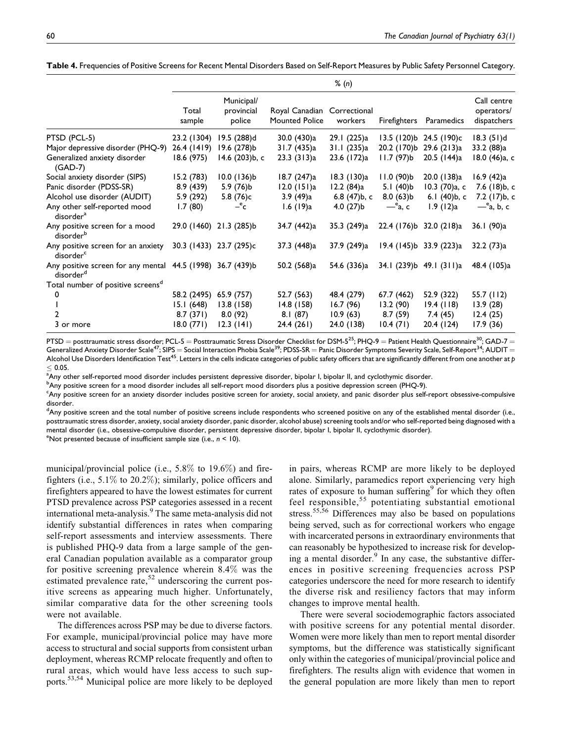**Table 4.** Frequencies of Positive Screens for Recent Mental Disorders Based on Self-Report Measures by Public Safety Personnel Category.

| | % (n) | | | | | | |
|---|---|---|---|---|---|---|---|
| | Total sample | Municipal/ provincial police | Royal Canadian Mounted Police | Correctional workers | Firefighters | Paramedics | Call centre operators/ dispatchers |
| PTSD (PCL-5) | 23.2 (1304) | 19.5 (288)d | 30.0 (430)a | 29.1 (225)a | 13.5 (120)b | 24.5 (190)c | 18.3 (51)d |
| Major depressive disorder (PHQ-9) | 26.4 (1419) | 19.6 (278)b | 31.7 (435)a | 31.1 (235)a | 20.2 (170)b | 29.6 (213)a | 33.2 (88)a |
| Generalized anxiety disorder (GAD-7) | 18.6 (975) | 14.6 (203)b, c | 23.3 (313)a | 23.6 (172)a | 11.7 (97)b | 20.5 (144)a | 18.0 (46)a, c |
| Social anxiety disorder (SIPS) | 15.2 (783) | 10.0 (136)b | 18.7 (247)a | 18.3 (130)a | 11.0 (90)b | 20.0 (138)a | 16.9 (42)a |
| Panic disorder (PDSS-SR) | 8.9 (439) | 5.9 (76)b | 12.0 (151)a | 12.2 (84)a | 5.1 (40)b | 10.3 (70)a, c | 7.6 (18)b, c |
| Alcohol use disorder (AUDIT) | 5.9 (292) | 5.8 (76)c | 3.9 (49)a | 6.8 (47)b, c | 8.0 (63)b | 6.1 (40)b, c | 7.2 (17)b, c |
| Any other self-reported mood disorder[a] | 1.7 (80) | —[e]c | 1.6 (19)a | 4.0 (27)b | —[e]a, c | 1.9 (12)a | —[e]a, b, c |
| Any positive screen for a mood disorder[b] | 29.0 (1460) | 21.3 (285)b | 34.7 (442)a | 35.3 (249)a | 22.4 (176)b | 32.0 (218)a | 36.1 (90)a |
| Any positive screen for an anxiety disorder[c] | 30.3 (1433) | 23.7 (295)c | 37.3 (448)a | 37.9 (249)a | 19.4 (145)b | 33.9 (223)a | 32.2 (73)a |
| Any positive screen for any mental disorder[d] | 44.5 (1998) | 36.7 (439)b | 50.2 (568)a | 54.6 (336)a | 34.1 (239)b | 49.1 (311)a | 48.4 (105)a |
| Total number of positive screens[d] | | | | | | | |
| 0 | 58.2 (2495) | 65.9 (757) | 52.7 (563) | 48.4 (279) | 67.7 (462) | 52.9 (322) | 55.7 (112) |
| 1 | 15.1 (648) | 13.8 (158) | 14.8 (158) | 16.7 (96) | 13.2 (90) | 19.4 (118) | 13.9 (28) |
| 2 | 8.7 (371) | 8.0 (92) | 8.1 (87) | 10.9 (63) | 8.7 (59) | 7.4 (45) | 12.4 (25) |
| 3 or more | 18.0 (771) | 12.3 (141) | 24.4 (261) | 24.0 (138) | 10.4 (71) | 20.4 (124) | 17.9 (36) |

PTSD = posttraumatic stress disorder; PCL-5 = Posttraumatic Stress Disorder Checklist for DSM-5[25]; PHQ-9 = Patient Health Questionnaire[30]; GAD-7 = Generalized Anxiety Disorder Scale[47]; SIPS = Social Interaction Phobia Scale[39]; PDSS-SR = Panic Disorder Symptoms Severity Scale, Self-Report[34]; AUDIT = Alcohol Use Disorders Identification Test[45]. Letters in the cells indicate categories of public safety officers that are significantly different from one another at $p \leq 0.05$.

[a]Any other self-reported mood disorder includes persistent depressive disorder, bipolar I, bipolar II, and cyclothymic disorder.

[b]Any positive screen for a mood disorder includes all self-report mood disorders plus a positive depression screen (PHQ-9).

[c]Any positive screen for an anxiety disorder includes positive screen for anxiety, social anxiety, and panic disorder plus self-report obsessive-compulsive disorder.

[d]Any positive screen and the total number of positive screens include respondents who screened positive on any of the established mental disorder (i.e., posttraumatic stress disorder, anxiety, social anxiety disorder, panic disorder, alcohol abuse) screening tools and/or who self-reported being diagnosed with a mental disorder (i.e., obsessive-compulsive disorder, persistent depressive disorder, bipolar I, bipolar II, cyclothymic disorder).

[e]Not presented because of insufficient sample size (i.e., $n < 10$).

municipal/provincial police (i.e., 5.8% to 19.6%) and firefighters (i.e., 5.1% to 20.2%); similarly, police officers and firefighters appeared to have the lowest estimates for current PTSD prevalence across PSP categories assessed in a recent international meta-analysis.[9] The same meta-analysis did not identify substantial differences in rates when comparing self-report assessments and interview assessments. There is published PHQ-9 data from a large sample of the general Canadian population available as a comparator group for positive screening prevalence wherein 8.4% was the estimated prevalence rate,[52] underscoring the current positive screens as appearing much higher. Unfortunately, similar comparative data for the other screening tools were not available.

The differences across PSP may be due to diverse factors. For example, municipal/provincial police may have more access to structural and social supports from consistent urban deployment, whereas RCMP relocate frequently and often to rural areas, which would have less access to such supports.[53,54] Municipal police are more likely to be deployed in pairs, whereas RCMP are more likely to be deployed alone. Similarly, paramedics report experiencing very high rates of exposure to human suffering[9] for which they often feel responsible,[55] potentiating substantial emotional stress.[55,56] Differences may also be based on populations being served, such as for correctional workers who engage with incarcerated persons in extraordinary environments that can reasonably be hypothesized to increase risk for developing a mental disorder.[9] In any case, the substantive differences in positive screening frequencies across PSP categories underscore the need for more research to identify the diverse risk and resiliency factors that may inform changes to improve mental health.

There were several sociodemographic factors associated with positive screens for any potential mental disorder. Women were more likely than men to report mental disorder symptoms, but the difference was statistically significant only within the categories of municipal/provincial police and firefighters. The results align with evidence that women in the general population are more likely than men to report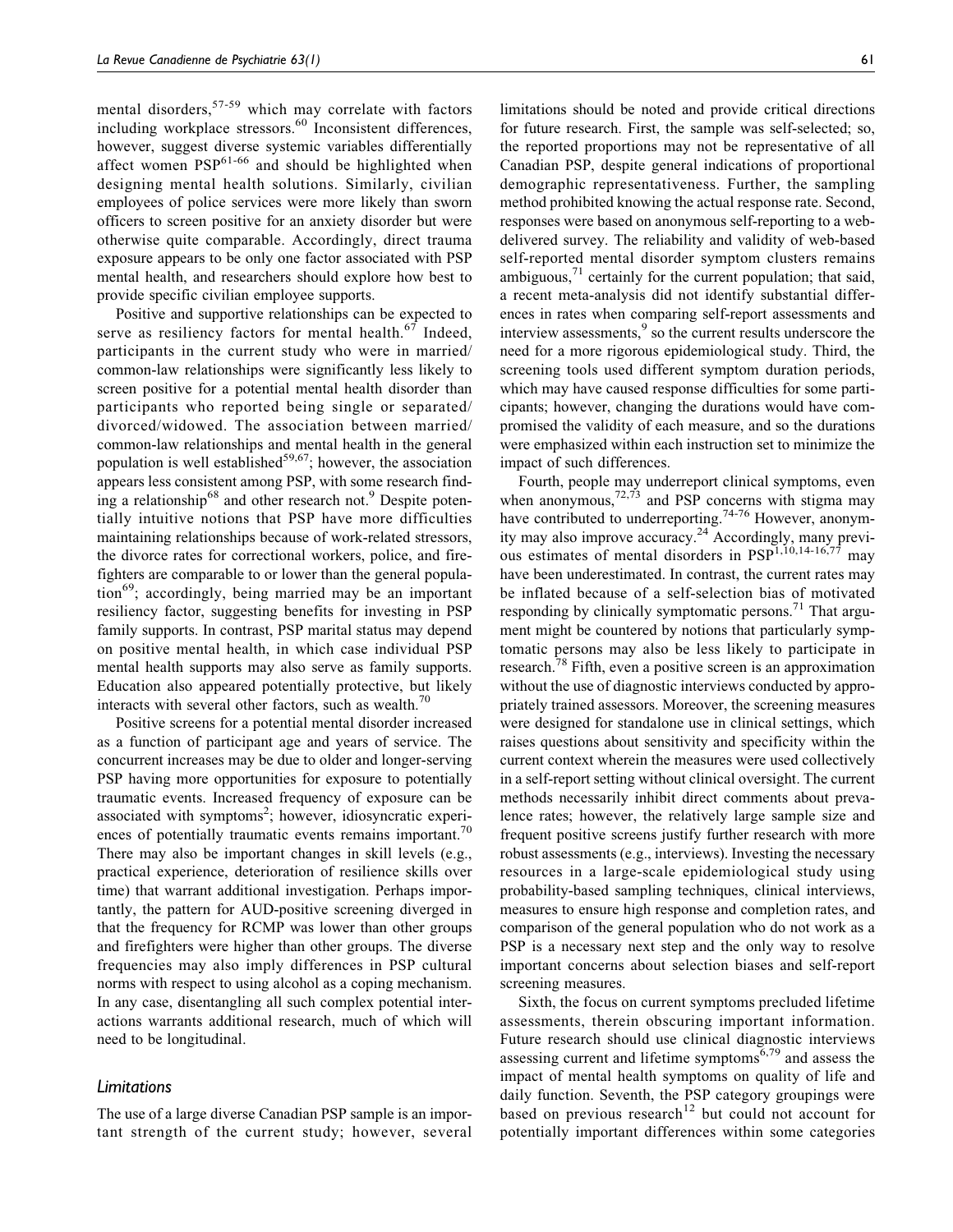mental disorders,[57-59] which may correlate with factors including workplace stressors.[60] Inconsistent differences, however, suggest diverse systemic variables differentially affect women PSP[61-66] and should be highlighted when designing mental health solutions. Similarly, civilian employees of police services were more likely than sworn officers to screen positive for an anxiety disorder but were otherwise quite comparable. Accordingly, direct trauma exposure appears to be only one factor associated with PSP mental health, and researchers should explore how best to provide specific civilian employee supports.

Positive and supportive relationships can be expected to serve as resiliency factors for mental health.[67] Indeed, participants in the current study who were in married/common-law relationships were significantly less likely to screen positive for a potential mental health disorder than participants who reported being single or separated/divorced/widowed. The association between married/common-law relationships and mental health in the general population is well established[59,67]; however, the association appears less consistent among PSP, with some research finding a relationship[68] and other research not.[9] Despite potentially intuitive notions that PSP have more difficulties maintaining relationships because of work-related stressors, the divorce rates for correctional workers, police, and firefighters are comparable to or lower than the general population[69]; accordingly, being married may be an important resiliency factor, suggesting benefits for investing in PSP family supports. In contrast, PSP marital status may depend on positive mental health, in which case individual PSP mental health supports may also serve as family supports. Education also appeared potentially protective, but likely interacts with several other factors, such as wealth.[70]

Positive screens for a potential mental disorder increased as a function of participant age and years of service. The concurrent increases may be due to older and longer-serving PSP having more opportunities for exposure to potentially traumatic events. Increased frequency of exposure can be associated with symptoms[2]; however, idiosyncratic experiences of potentially traumatic events remains important.[70] There may also be important changes in skill levels (e.g., practical experience, deterioration of resilience skills over time) that warrant additional investigation. Perhaps importantly, the pattern for AUD-positive screening diverged in that the frequency for RCMP was lower than other groups and firefighters were higher than other groups. The diverse frequencies may also imply differences in PSP cultural norms with respect to using alcohol as a coping mechanism. In any case, disentangling all such complex potential interactions warrants additional research, much of which will need to be longitudinal.

### *Limitations*

The use of a large diverse Canadian PSP sample is an important strength of the current study; however, several limitations should be noted and provide critical directions for future research. First, the sample was self-selected; so, the reported proportions may not be representative of all Canadian PSP, despite general indications of proportional demographic representativeness. Further, the sampling method prohibited knowing the actual response rate. Second, responses were based on anonymous self-reporting to a web-delivered survey. The reliability and validity of web-based self-reported mental disorder symptom clusters remains ambiguous,[71] certainly for the current population; that said, a recent meta-analysis did not identify substantial differences in rates when comparing self-report assessments and interview assessments,[9] so the current results underscore the need for a more rigorous epidemiological study. Third, the screening tools used different symptom duration periods, which may have caused response difficulties for some participants; however, changing the durations would have compromised the validity of each measure, and so the durations were emphasized within each instruction set to minimize the impact of such differences.

Fourth, people may underreport clinical symptoms, even when anonymous,[72,73] and PSP concerns with stigma may have contributed to underreporting.[74-76] However, anonymity may also improve accuracy.[24] Accordingly, many previous estimates of mental disorders in PSP[1,10,14-16,77] may have been underestimated. In contrast, the current rates may be inflated because of a self-selection bias of motivated responding by clinically symptomatic persons.[71] That argument might be countered by notions that particularly symptomatic persons may also be less likely to participate in research.[78] Fifth, even a positive screen is an approximation without the use of diagnostic interviews conducted by appropriately trained assessors. Moreover, the screening measures were designed for standalone use in clinical settings, which raises questions about sensitivity and specificity within the current context wherein the measures were used collectively in a self-report setting without clinical oversight. The current methods necessarily inhibit direct comments about prevalence rates; however, the relatively large sample size and frequent positive screens justify further research with more robust assessments (e.g., interviews). Investing the necessary resources in a large-scale epidemiological study using probability-based sampling techniques, clinical interviews, measures to ensure high response and completion rates, and comparison of the general population who do not work as a PSP is a necessary next step and the only way to resolve important concerns about selection biases and self-report screening measures.

Sixth, the focus on current symptoms precluded lifetime assessments, therein obscuring important information. Future research should use clinical diagnostic interviews assessing current and lifetime symptoms[6,79] and assess the impact of mental health symptoms on quality of life and daily function. Seventh, the PSP category groupings were based on previous research[12] but could not account for potentially important differences within some categories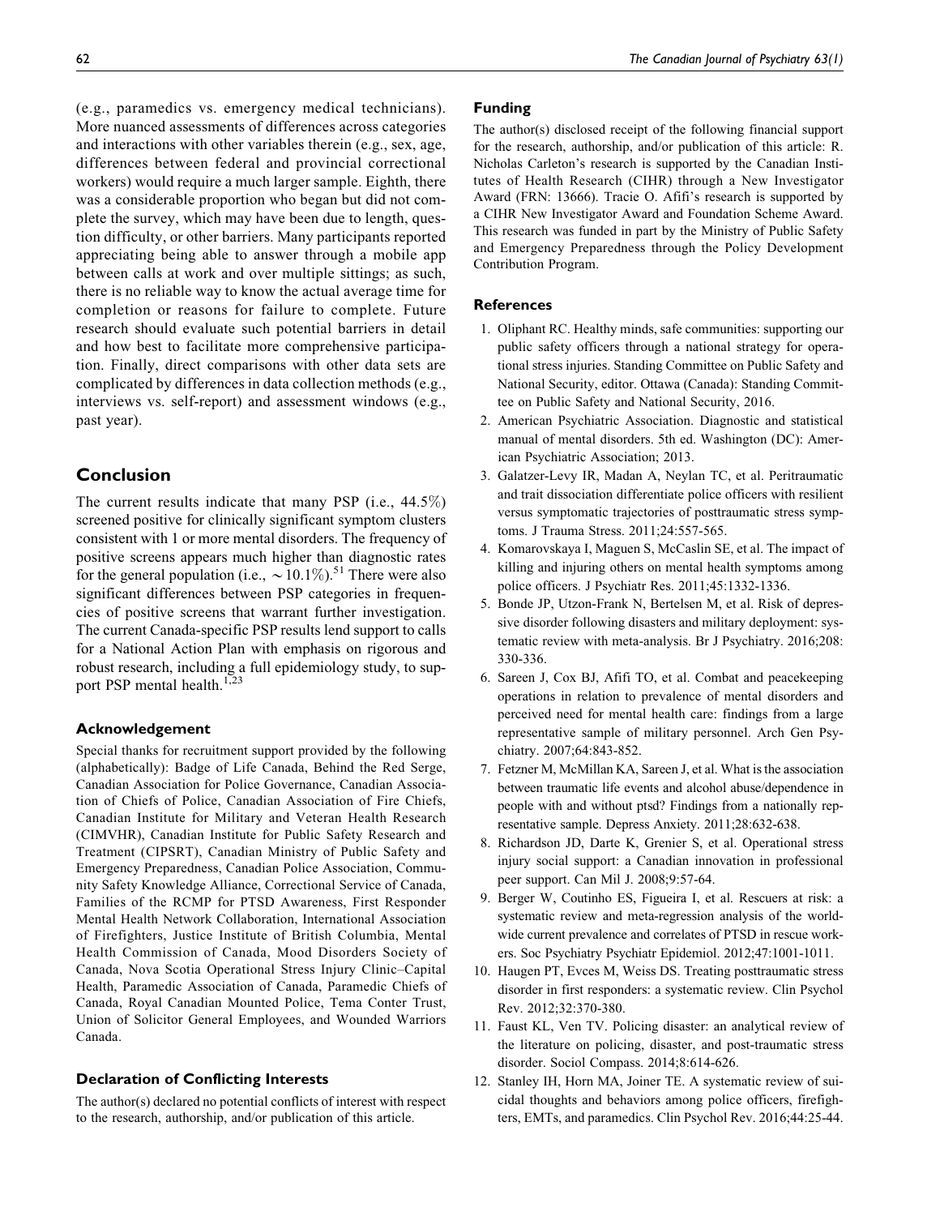(e.g., paramedics vs. emergency medical technicians). More nuanced assessments of differences across categories and interactions with other variables therein (e.g., sex, age, differences between federal and provincial correctional workers) would require a much larger sample. Eighth, there was a considerable proportion who began but did not complete the survey, which may have been due to length, question difficulty, or other barriers. Many participants reported appreciating being able to answer through a mobile app between calls at work and over multiple sittings; as such, there is no reliable way to know the actual average time for completion or reasons for failure to complete. Future research should evaluate such potential barriers in detail and how best to facilitate more comprehensive participation. Finally, direct comparisons with other data sets are complicated by differences in data collection methods (e.g., interviews vs. self-report) and assessment windows (e.g., past year).

## Conclusion

The current results indicate that many PSP (i.e., 44.5%) screened positive for clinically significant symptom clusters consistent with 1 or more mental disorders. The frequency of positive screens appears much higher than diagnostic rates for the general population (i.e., ~10.1%).[51] There were also significant differences between PSP categories in frequencies of positive screens that warrant further investigation. The current Canada-specific PSP results lend support to calls for a National Action Plan with emphasis on rigorous and robust research, including a full epidemiology study, to support PSP mental health.[1,23]

### Acknowledgement

Special thanks for recruitment support provided by the following (alphabetically): Badge of Life Canada, Behind the Red Serge, Canadian Association for Police Governance, Canadian Association of Chiefs of Police, Canadian Association of Fire Chiefs, Canadian Institute for Military and Veteran Health Research (CIMVHR), Canadian Institute for Public Safety Research and Treatment (CIPSRT), Canadian Ministry of Public Safety and Emergency Preparedness, Canadian Police Association, Community Safety Knowledge Alliance, Correctional Service of Canada, Families of the RCMP for PTSD Awareness, First Responder Mental Health Network Collaboration, International Association of Firefighters, Justice Institute of British Columbia, Mental Health Commission of Canada, Mood Disorders Society of Canada, Nova Scotia Operational Stress Injury Clinic–Capital Health, Paramedic Association of Canada, Paramedic Chiefs of Canada, Royal Canadian Mounted Police, Tema Conter Trust, Union of Solicitor General Employees, and Wounded Warriors Canada.

### Declaration of Conflicting Interests

The author(s) declared no potential conflicts of interest with respect to the research, authorship, and/or publication of this article.

### Funding

The author(s) disclosed receipt of the following financial support for the research, authorship, and/or publication of this article: R. Nicholas Carleton's research is supported by the Canadian Institutes of Health Research (CIHR) through a New Investigator Award (FRN: 13666). Tracie O. Afifi's research is supported by a CIHR New Investigator Award and Foundation Scheme Award. This research was funded in part by the Ministry of Public Safety and Emergency Preparedness through the Policy Development Contribution Program.

### References

1. Oliphant RC. Healthy minds, safe communities: supporting our public safety officers through a national strategy for operational stress injuries. Standing Committee on Public Safety and National Security, editor. Ottawa (Canada): Standing Committee on Public Safety and National Security, 2016.
2. American Psychiatric Association. Diagnostic and statistical manual of mental disorders. 5th ed. Washington (DC): American Psychiatric Association; 2013.
3. Galatzer-Levy IR, Madan A, Neylan TC, et al. Peritraumatic and trait dissociation differentiate police officers with resilient versus symptomatic trajectories of posttraumatic stress symptoms. J Trauma Stress. 2011;24:557-565.
4. Komarovskaya I, Maguen S, McCaslin SE, et al. The impact of killing and injuring others on mental health symptoms among police officers. J Psychiatr Res. 2011;45:1332-1336.
5. Bonde JP, Utzon-Frank N, Bertelsen M, et al. Risk of depressive disorder following disasters and military deployment: systematic review with meta-analysis. Br J Psychiatry. 2016;208:330-336.
6. Sareen J, Cox BJ, Afifi TO, et al. Combat and peacekeeping operations in relation to prevalence of mental disorders and perceived need for mental health care: findings from a large representative sample of military personnel. Arch Gen Psychiatry. 2007;64:843-852.
7. Fetzner M, McMillan KA, Sareen J, et al. What is the association between traumatic life events and alcohol abuse/dependence in people with and without ptsd? Findings from a nationally representative sample. Depress Anxiety. 2011;28:632-638.
8. Richardson JD, Darte K, Grenier S, et al. Operational stress injury social support: a Canadian innovation in professional peer support. Can Mil J. 2008;9:57-64.
9. Berger W, Coutinho ES, Figueira I, et al. Rescuers at risk: a systematic review and meta-regression analysis of the worldwide current prevalence and correlates of PTSD in rescue workers. Soc Psychiatry Psychiatr Epidemiol. 2012;47:1001-1011.
10. Haugen PT, Evces M, Weiss DS. Treating posttraumatic stress disorder in first responders: a systematic review. Clin Psychol Rev. 2012;32:370-380.
11. Faust KL, Ven TV. Policing disaster: an analytical review of the literature on policing, disaster, and post-traumatic stress disorder. Sociol Compass. 2014;8:614-626.
12. Stanley IH, Horn MA, Joiner TE. A systematic review of suicidal thoughts and behaviors among police officers, firefighters, EMTs, and paramedics. Clin Psychol Rev. 2016;44:25-44.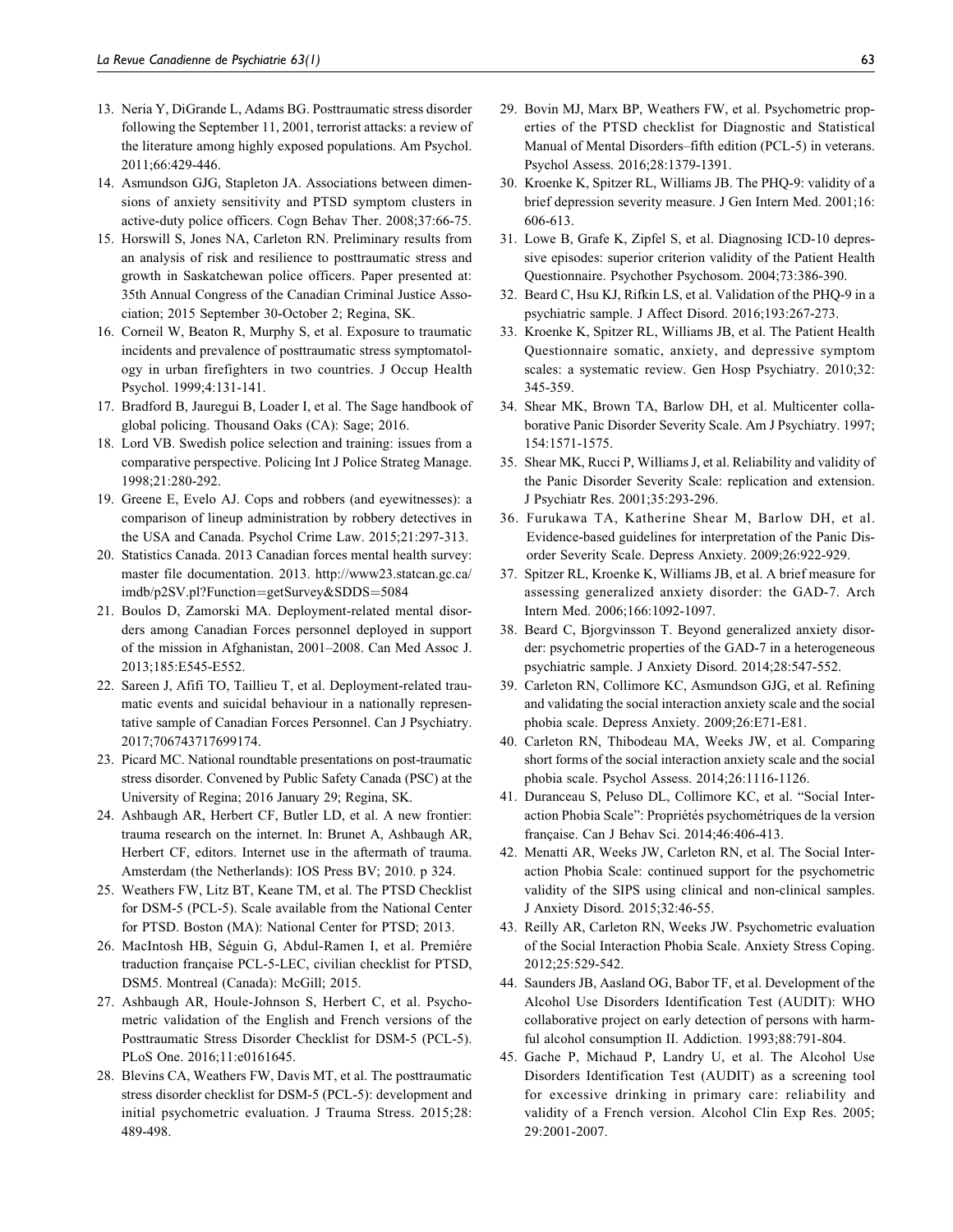13. Neria Y, DiGrande L, Adams BG. Posttraumatic stress disorder following the September 11, 2001, terrorist attacks: a review of the literature among highly exposed populations. Am Psychol. 2011;66:429-446.
14. Asmundson GJG, Stapleton JA. Associations between dimensions of anxiety sensitivity and PTSD symptom clusters in active-duty police officers. Cogn Behav Ther. 2008;37:66-75.
15. Horswill S, Jones NA, Carleton RN. Preliminary results from an analysis of risk and resilience to posttraumatic stress and growth in Saskatchewan police officers. Paper presented at: 35th Annual Congress of the Canadian Criminal Justice Association; 2015 September 30-October 2; Regina, SK.
16. Corneil W, Beaton R, Murphy S, et al. Exposure to traumatic incidents and prevalence of posttraumatic stress symptomatology in urban firefighters in two countries. J Occup Health Psychol. 1999;4:131-141.
17. Bradford B, Jauregui B, Loader I, et al. The Sage handbook of global policing. Thousand Oaks (CA): Sage; 2016.
18. Lord VB. Swedish police selection and training: issues from a comparative perspective. Policing Int J Police Strateg Manage. 1998;21:280-292.
19. Greene E, Evelo AJ. Cops and robbers (and eyewitnesses): a comparison of lineup administration by robbery detectives in the USA and Canada. Psychol Crime Law. 2015;21:297-313.
20. Statistics Canada. 2013 Canadian forces mental health survey: master file documentation. 2013. http://www23.statcan.gc.ca/imdb/p2SV.pl?Function=getSurvey&SDDS=5084
21. Boulos D, Zamorski MA. Deployment-related mental disorders among Canadian Forces personnel deployed in support of the mission in Afghanistan, 2001–2008. Can Med Assoc J. 2013;185:E545-E552.
22. Sareen J, Afifi TO, Taillieu T, et al. Deployment-related traumatic events and suicidal behaviour in a nationally representative sample of Canadian Forces Personnel. Can J Psychiatry. 2017;706743717699174.
23. Picard MC. National roundtable presentations on post-traumatic stress disorder. Convened by Public Safety Canada (PSC) at the University of Regina; 2016 January 29; Regina, SK.
24. Ashbaugh AR, Herbert CF, Butler LD, et al. A new frontier: trauma research on the internet. In: Brunet A, Ashbaugh AR, Herbert CF, editors. Internet use in the aftermath of trauma. Amsterdam (the Netherlands): IOS Press BV; 2010. p 324.
25. Weathers FW, Litz BT, Keane TM, et al. The PTSD Checklist for DSM-5 (PCL-5). Scale available from the National Center for PTSD. Boston (MA): National Center for PTSD; 2013.
26. MacIntosh HB, Séguin G, Abdul-Ramen I, et al. Premiére traduction française PCL-5-LEC, civilian checklist for PTSD, DSM5. Montreal (Canada): McGill; 2015.
27. Ashbaugh AR, Houle-Johnson S, Herbert C, et al. Psychometric validation of the English and French versions of the Posttraumatic Stress Disorder Checklist for DSM-5 (PCL-5). PLoS One. 2016;11:e0161645.
28. Blevins CA, Weathers FW, Davis MT, et al. The posttraumatic stress disorder checklist for DSM-5 (PCL-5): development and initial psychometric evaluation. J Trauma Stress. 2015;28:489-498.
29. Bovin MJ, Marx BP, Weathers FW, et al. Psychometric properties of the PTSD checklist for Diagnostic and Statistical Manual of Mental Disorders–fifth edition (PCL-5) in veterans. Psychol Assess. 2016;28:1379-1391.
30. Kroenke K, Spitzer RL, Williams JB. The PHQ-9: validity of a brief depression severity measure. J Gen Intern Med. 2001;16:606-613.
31. Lowe B, Grafe K, Zipfel S, et al. Diagnosing ICD-10 depressive episodes: superior criterion validity of the Patient Health Questionnaire. Psychother Psychosom. 2004;73:386-390.
32. Beard C, Hsu KJ, Rifkin LS, et al. Validation of the PHQ-9 in a psychiatric sample. J Affect Disord. 2016;193:267-273.
33. Kroenke K, Spitzer RL, Williams JB, et al. The Patient Health Questionnaire somatic, anxiety, and depressive symptom scales: a systematic review. Gen Hosp Psychiatry. 2010;32:345-359.
34. Shear MK, Brown TA, Barlow DH, et al. Multicenter collaborative Panic Disorder Severity Scale. Am J Psychiatry. 1997;154:1571-1575.
35. Shear MK, Rucci P, Williams J, et al. Reliability and validity of the Panic Disorder Severity Scale: replication and extension. J Psychiatr Res. 2001;35:293-296.
36. Furukawa TA, Katherine Shear M, Barlow DH, et al. Evidence-based guidelines for interpretation of the Panic Disorder Severity Scale. Depress Anxiety. 2009;26:922-929.
37. Spitzer RL, Kroenke K, Williams JB, et al. A brief measure for assessing generalized anxiety disorder: the GAD-7. Arch Intern Med. 2006;166:1092-1097.
38. Beard C, Bjorgvinsson T. Beyond generalized anxiety disorder: psychometric properties of the GAD-7 in a heterogeneous psychiatric sample. J Anxiety Disord. 2014;28:547-552.
39. Carleton RN, Collimore KC, Asmundson GJG, et al. Refining and validating the social interaction anxiety scale and the social phobia scale. Depress Anxiety. 2009;26:E71-E81.
40. Carleton RN, Thibodeau MA, Weeks JW, et al. Comparing short forms of the social interaction anxiety scale and the social phobia scale. Psychol Assess. 2014;26:1116-1126.
41. Duranceau S, Peluso DL, Collimore KC, et al. "Social Interaction Phobia Scale": Propriétés psychométriques de la version française. Can J Behav Sci. 2014;46:406-413.
42. Menatti AR, Weeks JW, Carleton RN, et al. The Social Interaction Phobia Scale: continued support for the psychometric validity of the SIPS using clinical and non-clinical samples. J Anxiety Disord. 2015;32:46-55.
43. Reilly AR, Carleton RN, Weeks JW. Psychometric evaluation of the Social Interaction Phobia Scale. Anxiety Stress Coping. 2012;25:529-542.
44. Saunders JB, Aasland OG, Babor TF, et al. Development of the Alcohol Use Disorders Identification Test (AUDIT): WHO collaborative project on early detection of persons with harmful alcohol consumption II. Addiction. 1993;88:791-804.
45. Gache P, Michaud P, Landry U, et al. The Alcohol Use Disorders Identification Test (AUDIT) as a screening tool for excessive drinking in primary care: reliability and validity of a French version. Alcohol Clin Exp Res. 2005;29:2001-2007.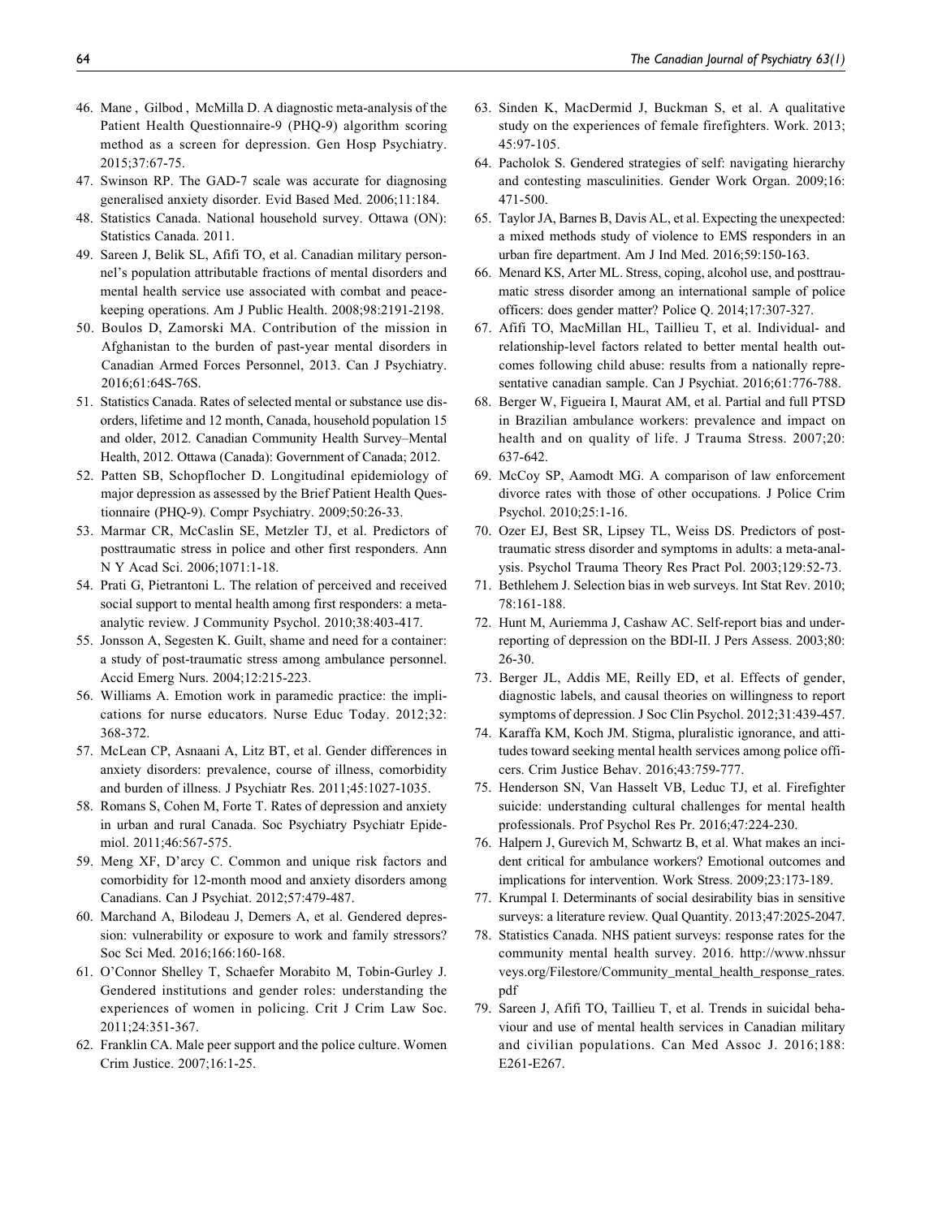46. Mane , Gilbod , McMilla D. A diagnostic meta-analysis of the Patient Health Questionnaire-9 (PHQ-9) algorithm scoring method as a screen for depression. Gen Hosp Psychiatry. 2015;37:67-75.
47. Swinson RP. The GAD-7 scale was accurate for diagnosing generalised anxiety disorder. Evid Based Med. 2006;11:184.
48. Statistics Canada. National household survey. Ottawa (ON): Statistics Canada. 2011.
49. Sareen J, Belik SL, Afifi TO, et al. Canadian military personnel's population attributable fractions of mental disorders and mental health service use associated with combat and peacekeeping operations. Am J Public Health. 2008;98:2191-2198.
50. Boulos D, Zamorski MA. Contribution of the mission in Afghanistan to the burden of past-year mental disorders in Canadian Armed Forces Personnel, 2013. Can J Psychiatry. 2016;61:64S-76S.
51. Statistics Canada. Rates of selected mental or substance use disorders, lifetime and 12 month, Canada, household population 15 and older, 2012. Canadian Community Health Survey–Mental Health, 2012. Ottawa (Canada): Government of Canada; 2012.
52. Patten SB, Schopflocher D. Longitudinal epidemiology of major depression as assessed by the Brief Patient Health Questionnaire (PHQ-9). Compr Psychiatry. 2009;50:26-33.
53. Marmar CR, McCaslin SE, Metzler TJ, et al. Predictors of posttraumatic stress in police and other first responders. Ann N Y Acad Sci. 2006;1071:1-18.
54. Prati G, Pietrantoni L. The relation of perceived and received social support to mental health among first responders: a meta-analytic review. J Community Psychol. 2010;38:403-417.
55. Jonsson A, Segesten K. Guilt, shame and need for a container: a study of post-traumatic stress among ambulance personnel. Accid Emerg Nurs. 2004;12:215-223.
56. Williams A. Emotion work in paramedic practice: the implications for nurse educators. Nurse Educ Today. 2012;32: 368-372.
57. McLean CP, Asnaani A, Litz BT, et al. Gender differences in anxiety disorders: prevalence, course of illness, comorbidity and burden of illness. J Psychiatr Res. 2011;45:1027-1035.
58. Romans S, Cohen M, Forte T. Rates of depression and anxiety in urban and rural Canada. Soc Psychiatry Psychiatr Epidemiol. 2011;46:567-575.
59. Meng XF, D'arcy C. Common and unique risk factors and comorbidity for 12-month mood and anxiety disorders among Canadians. Can J Psychiat. 2012;57:479-487.
60. Marchand A, Bilodeau J, Demers A, et al. Gendered depression: vulnerability or exposure to work and family stressors? Soc Sci Med. 2016;166:160-168.
61. O'Connor Shelley T, Schaefer Morabito M, Tobin-Gurley J. Gendered institutions and gender roles: understanding the experiences of women in policing. Crit J Crim Law Soc. 2011;24:351-367.
62. Franklin CA. Male peer support and the police culture. Women Crim Justice. 2007;16:1-25.
63. Sinden K, MacDermid J, Buckman S, et al. A qualitative study on the experiences of female firefighters. Work. 2013; 45:97-105.
64. Pacholok S. Gendered strategies of self: navigating hierarchy and contesting masculinities. Gender Work Organ. 2009;16: 471-500.
65. Taylor JA, Barnes B, Davis AL, et al. Expecting the unexpected: a mixed methods study of violence to EMS responders in an urban fire department. Am J Ind Med. 2016;59:150-163.
66. Menard KS, Arter ML. Stress, coping, alcohol use, and posttraumatic stress disorder among an international sample of police officers: does gender matter? Police Q. 2014;17:307-327.
67. Afifi TO, MacMillan HL, Taillieu T, et al. Individual- and relationship-level factors related to better mental health outcomes following child abuse: results from a nationally representative canadian sample. Can J Psychiat. 2016;61:776-788.
68. Berger W, Figueira I, Maurat AM, et al. Partial and full PTSD in Brazilian ambulance workers: prevalence and impact on health and on quality of life. J Trauma Stress. 2007;20: 637-642.
69. McCoy SP, Aamodt MG. A comparison of law enforcement divorce rates with those of other occupations. J Police Crim Psychol. 2010;25:1-16.
70. Ozer EJ, Best SR, Lipsey TL, Weiss DS. Predictors of posttraumatic stress disorder and symptoms in adults: a meta-analysis. Psychol Trauma Theory Res Pract Pol. 2003;129:52-73.
71. Bethlehem J. Selection bias in web surveys. Int Stat Rev. 2010; 78:161-188.
72. Hunt M, Auriemma J, Cashaw AC. Self-report bias and underreporting of depression on the BDI-II. J Pers Assess. 2003;80: 26-30.
73. Berger JL, Addis ME, Reilly ED, et al. Effects of gender, diagnostic labels, and causal theories on willingness to report symptoms of depression. J Soc Clin Psychol. 2012;31:439-457.
74. Karaffa KM, Koch JM. Stigma, pluralistic ignorance, and attitudes toward seeking mental health services among police officers. Crim Justice Behav. 2016;43:759-777.
75. Henderson SN, Van Hasselt VB, Leduc TJ, et al. Firefighter suicide: understanding cultural challenges for mental health professionals. Prof Psychol Res Pr. 2016;47:224-230.
76. Halpern J, Gurevich M, Schwartz B, et al. What makes an incident critical for ambulance workers? Emotional outcomes and implications for intervention. Work Stress. 2009;23:173-189.
77. Krumpal I. Determinants of social desirability bias in sensitive surveys: a literature review. Qual Quantity. 2013;47:2025-2047.
78. Statistics Canada. NHS patient surveys: response rates for the community mental health survey. 2016. http://www.nhssurveys.org/Filestore/Community_mental_health_response_rates.pdf
79. Sareen J, Afifi TO, Taillieu T, et al. Trends in suicidal behaviour and use of mental health services in Canadian military and civilian populations. Can Med Assoc J. 2016;188: E261-E267.